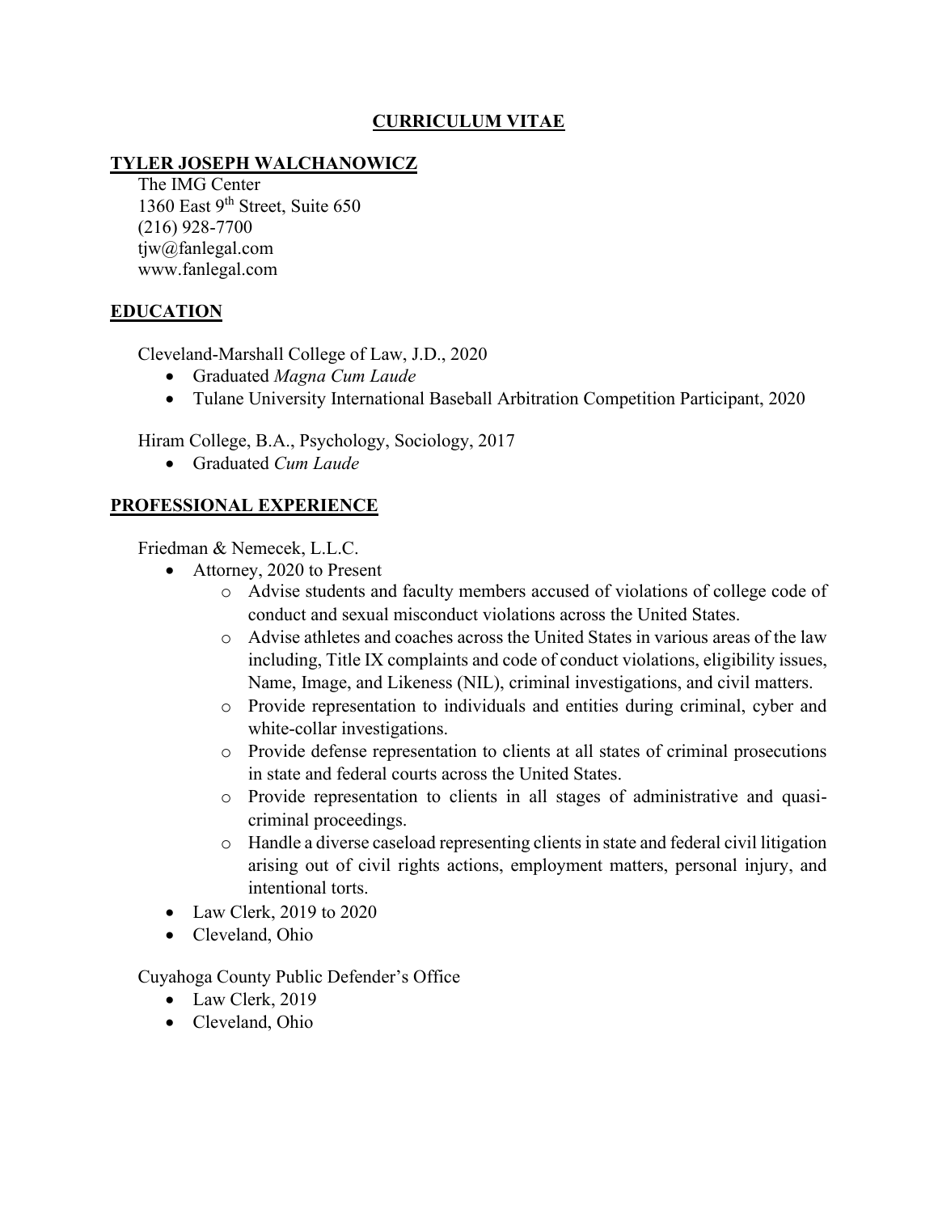# CURRICULUM VITAE

## TYLER JOSEPH WALCHANOWICZ

The IMG Center
1360 East 9th Street, Suite 650
(216) 928-7700
tjw@fanlegal.com
www.fanlegal.com

## EDUCATION

Cleveland-Marshall College of Law, J.D., 2020

- Graduated *Magna Cum Laude*
- Tulane University International Baseball Arbitration Competition Participant, 2020

Hiram College, B.A., Psychology, Sociology, 2017

- Graduated *Cum Laude*

## PROFESSIONAL EXPERIENCE

Friedman & Nemecek, L.L.C.

- Attorney, 2020 to Present
  - Advise students and faculty members accused of violations of college code of conduct and sexual misconduct violations across the United States.
  - Advise athletes and coaches across the United States in various areas of the law including, Title IX complaints and code of conduct violations, eligibility issues, Name, Image, and Likeness (NIL), criminal investigations, and civil matters.
  - Provide representation to individuals and entities during criminal, cyber and white-collar investigations.
  - Provide defense representation to clients at all states of criminal prosecutions in state and federal courts across the United States.
  - Provide representation to clients in all stages of administrative and quasi-criminal proceedings.
  - Handle a diverse caseload representing clients in state and federal civil litigation arising out of civil rights actions, employment matters, personal injury, and intentional torts.
- Law Clerk, 2019 to 2020
- Cleveland, Ohio

Cuyahoga County Public Defender's Office

- Law Clerk, 2019
- Cleveland, Ohio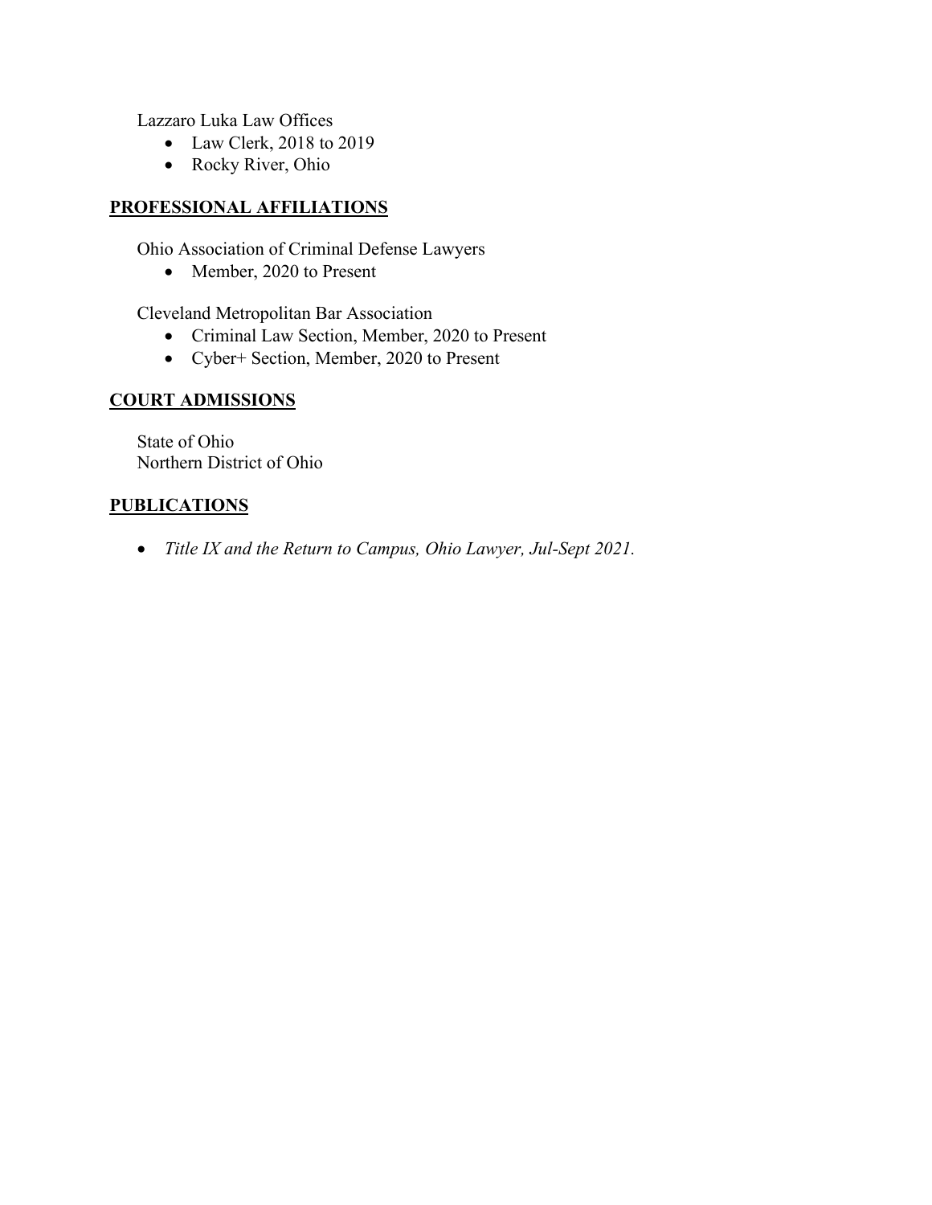Lazzaro Luka Law Offices

- Law Clerk, 2018 to 2019
- Rocky River, Ohio

## PROFESSIONAL AFFILIATIONS

Ohio Association of Criminal Defense Lawyers

- Member, 2020 to Present

Cleveland Metropolitan Bar Association

- Criminal Law Section, Member, 2020 to Present
- Cyber+ Section, Member, 2020 to Present

## COURT ADMISSIONS

State of Ohio
Northern District of Ohio

## PUBLICATIONS

- *Title IX and the Return to Campus, Ohio Lawyer, Jul-Sept 2021.*